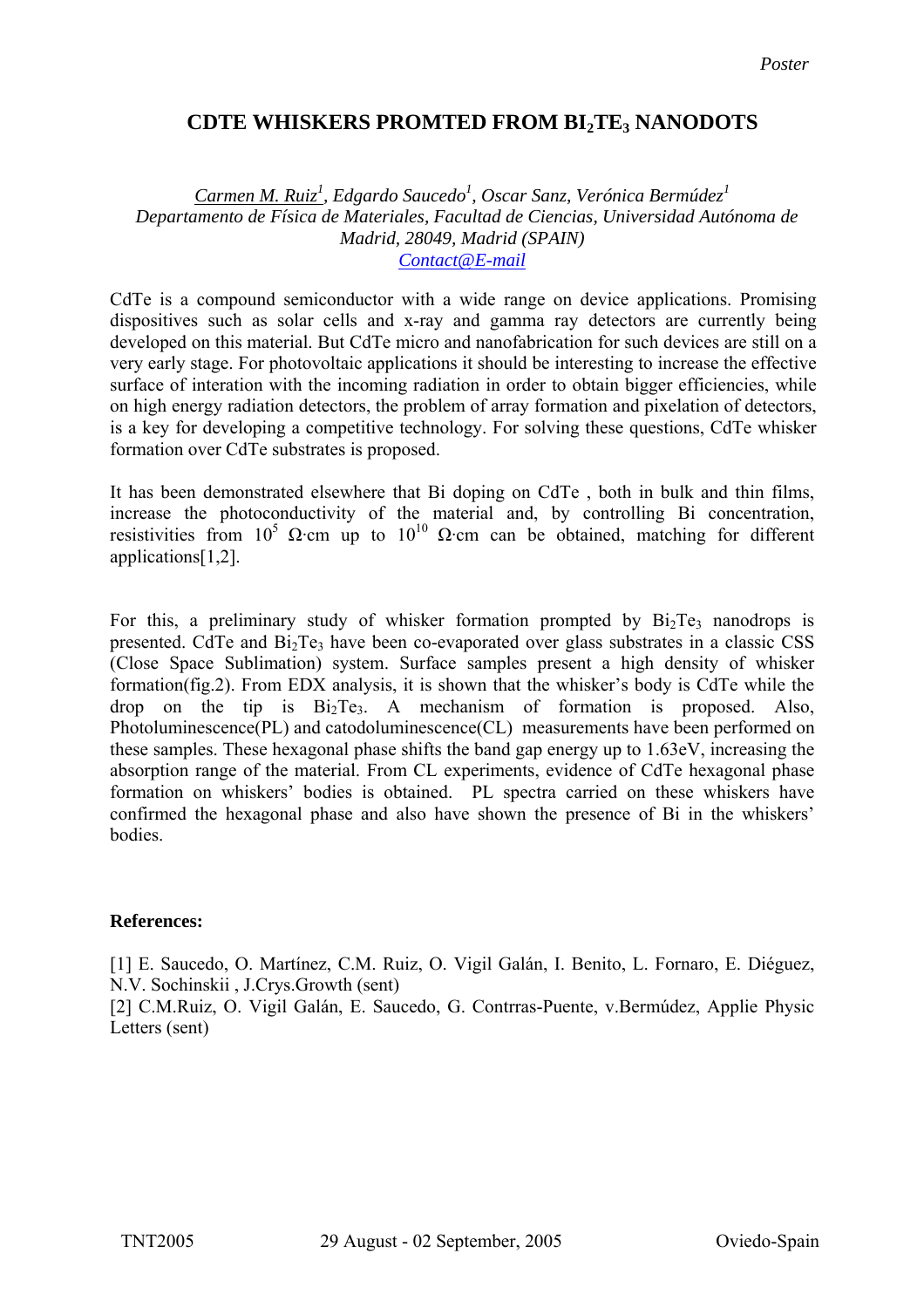*Poster*

# CDTE WHISKERS PROMTED FROM $BI_2TE_3$ NANODOTS

*Carmen M. Ruiz[1], Edgardo Saucedo[1], Oscar Sanz, Verónica Bermúdez[1]*
*Departamento de Física de Materiales, Facultad de Ciencias, Universidad Autónoma de Madrid, 28049, Madrid (SPAIN)*
*Contact@E-mail*

CdTe is a compound semiconductor with a wide range on device applications. Promising dispositives such as solar cells and x-ray and gamma ray detectors are currently being developed on this material. But CdTe micro and nanofabrication for such devices are still on a very early stage. For photovoltaic applications it should be interesting to increase the effective surface of interation with the incoming radiation in order to obtain bigger efficiencies, while on high energy radiation detectors, the problem of array formation and pixelation of detectors, is a key for developing a competitive technology. For solving these questions, CdTe whisker formation over CdTe substrates is proposed.

It has been demonstrated elsewhere that Bi doping on CdTe , both in bulk and thin films, increase the photoconductivity of the material and, by controlling Bi concentration, resistivities from $10^5$ Ω·cm up to $10^{10}$ Ω·cm can be obtained, matching for different applications[1,2].

For this, a preliminary study of whisker formation prompted by $Bi_2Te_3$ nanodrops is presented. CdTe and $Bi_2Te_3$ have been co-evaporated over glass substrates in a classic CSS (Close Space Sublimation) system. Surface samples present a high density of whisker formation(fig.2). From EDX analysis, it is shown that the whisker's body is CdTe while the drop on the tip is $Bi_2Te_3$. A mechanism of formation is proposed. Also, Photoluminescence(PL) and catodoluminescence(CL) measurements have been performed on these samples. These hexagonal phase shifts the band gap energy up to 1.63eV, increasing the absorption range of the material. From CL experiments, evidence of CdTe hexagonal phase formation on whiskers' bodies is obtained. PL spectra carried on these whiskers have confirmed the hexagonal phase and also have shown the presence of Bi in the whiskers' bodies.

**References:**

[1] E. Saucedo, O. Martínez, C.M. Ruiz, O. Vigil Galán, I. Benito, L. Fornaro, E. Diéguez, N.V. Sochinskii , J.Crys.Growth (sent)

[2] C.M.Ruiz, O. Vigil Galán, E. Saucedo, G. Contrras-Puente, v.Bermúdez, Applie Physic Letters (sent)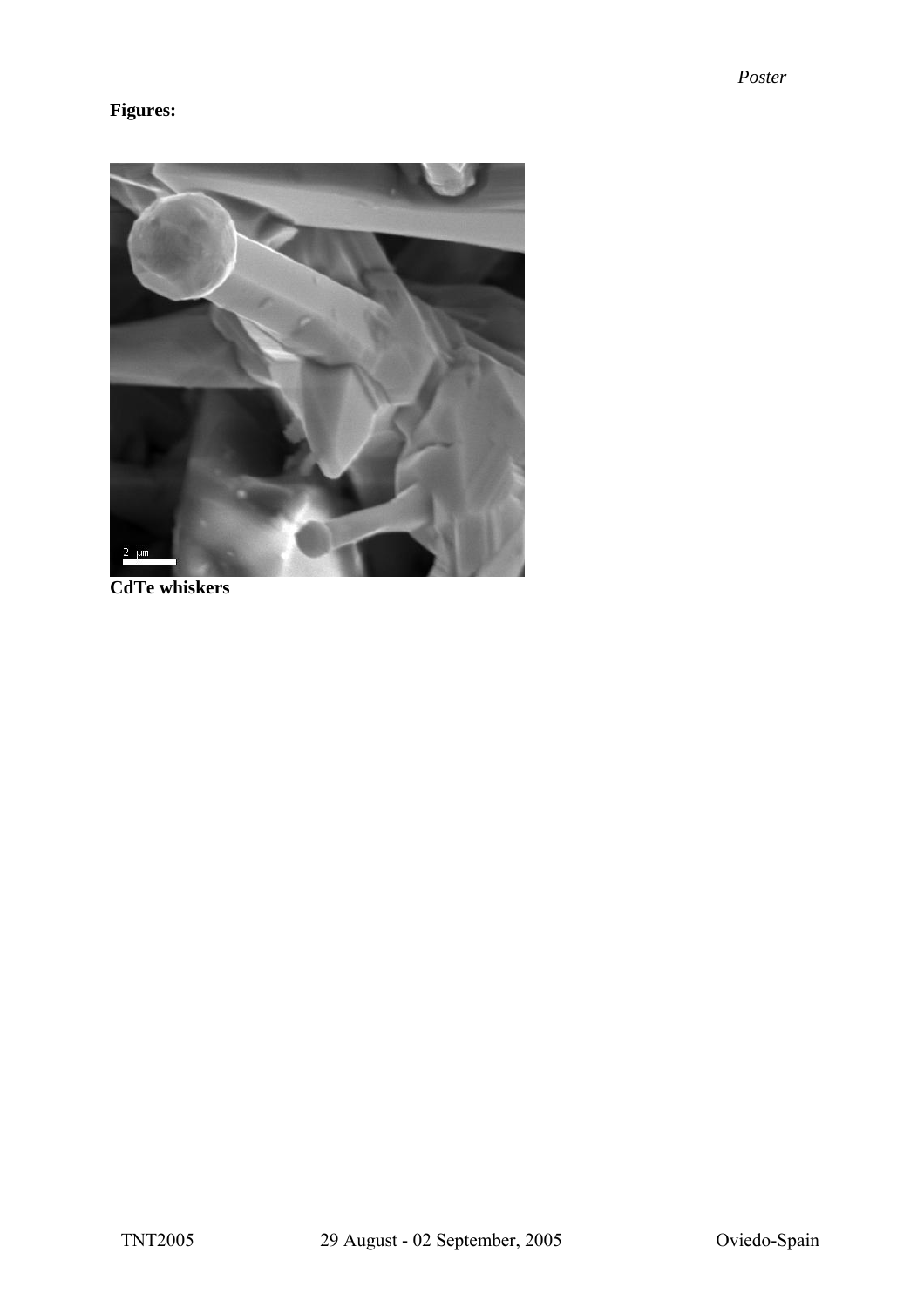**Figures:**

**CdTe whiskers**